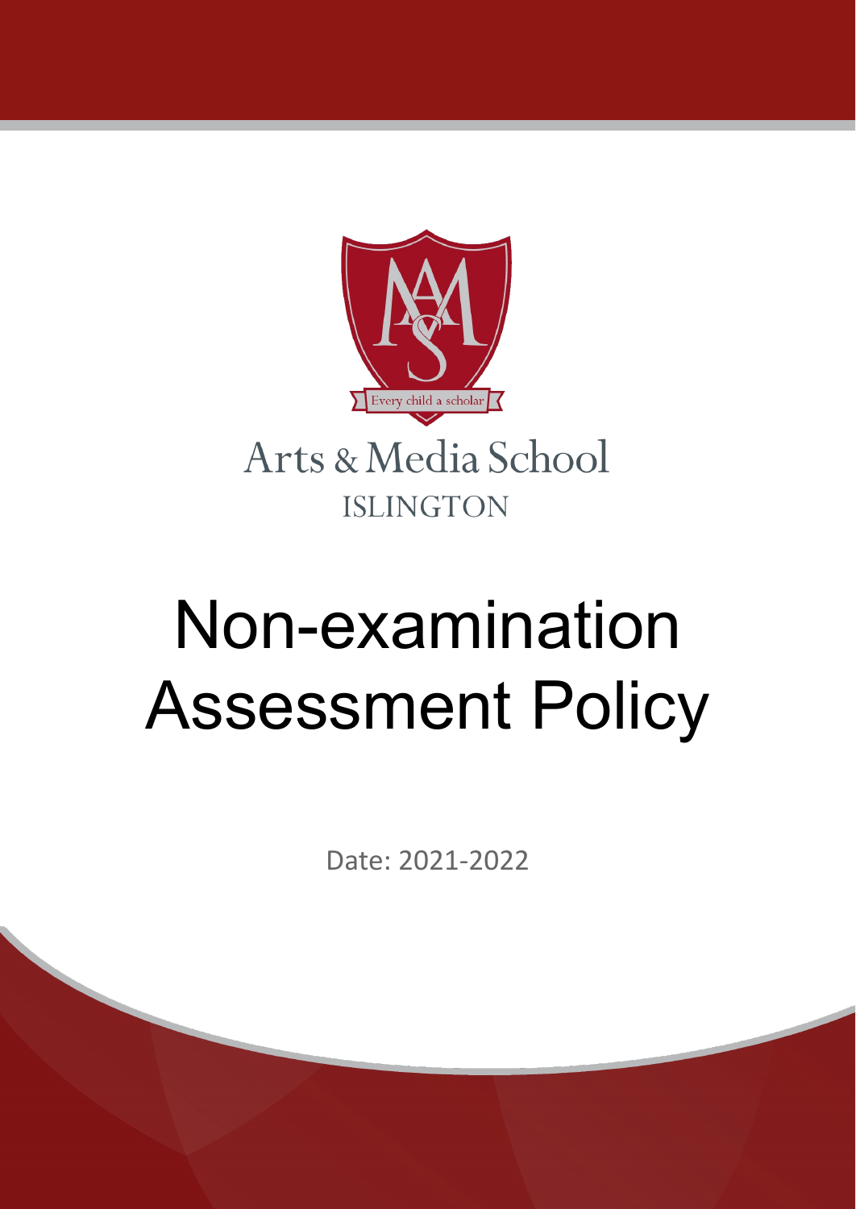Every child a scholar

Arts & Media School

ISLINGTON

# Non-examination Assessment Policy

Date: 2021-2022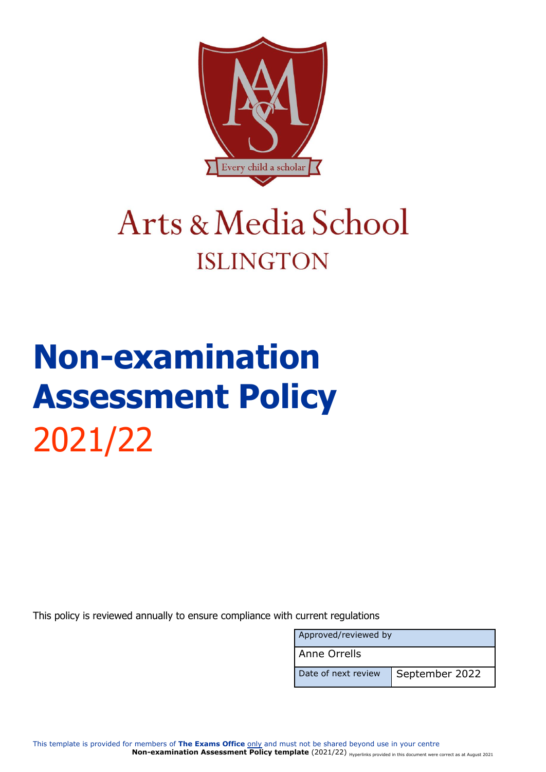Arts & Media School

ISLINGTON

# Non-examination Assessment Policy

2021/22

This policy is reviewed annually to ensure compliance with current regulations

| Approved/reviewed by | |
|---|---|
| Anne Orrells | |
| Date of next review | September 2022 |

This template is provided for members of **The Exams Office** only and must not be shared beyond use in your centre

**Non-examination Assessment Policy template** (2021/22) Hyperlinks provided in this document were correct as at August 2021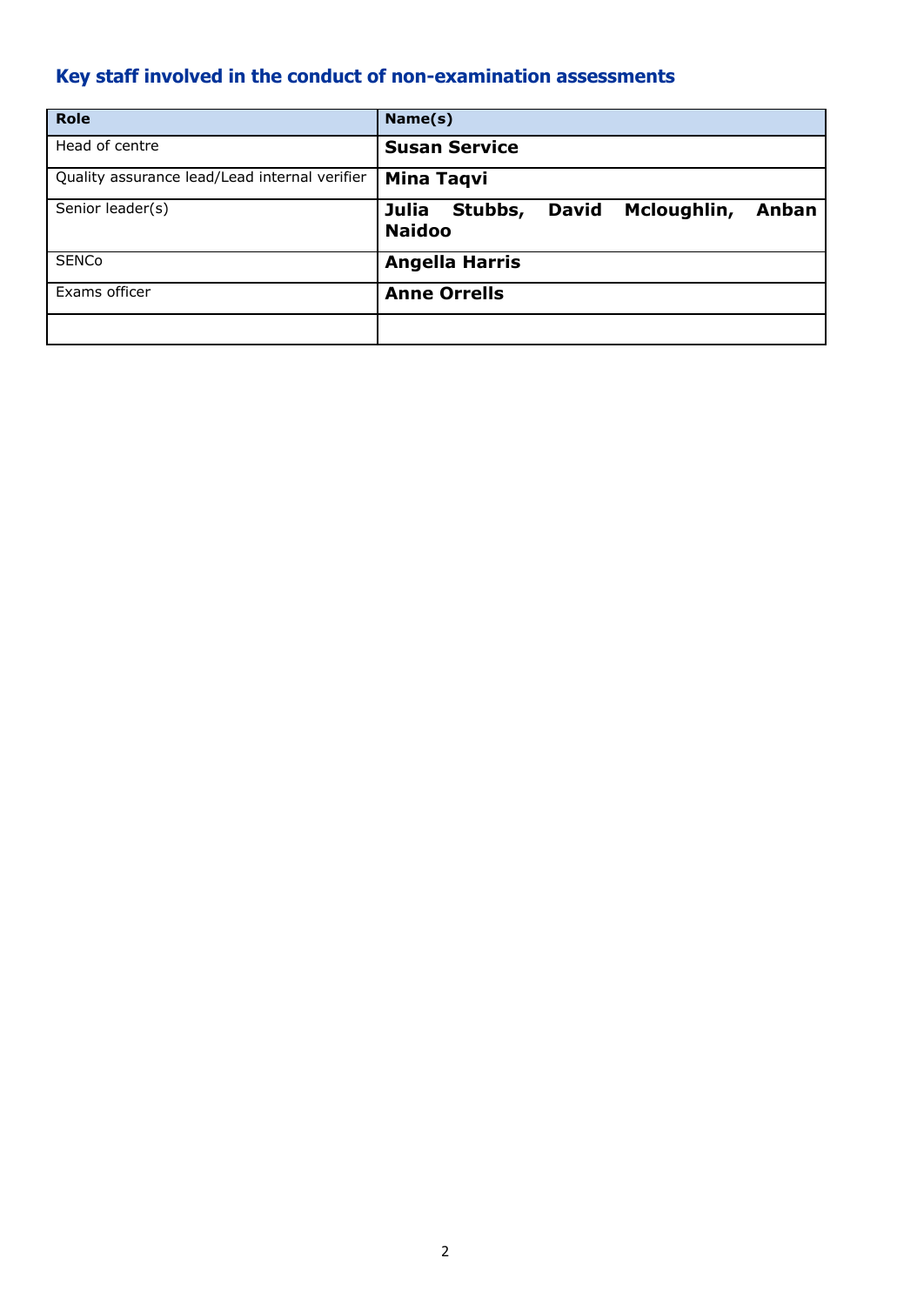## Key staff involved in the conduct of non-examination assessments

| Role | Name(s) |
|---|---|
| Head of centre | **Susan Service** |
| Quality assurance lead/Lead internal verifier | **Mina Taqvi** |
| Senior leader(s) | **Julia Stubbs, David Mcloughlin, Anban Naidoo** |
| SENCo | **Angella Harris** |
| Exams officer | **Anne Orrells** |
| | |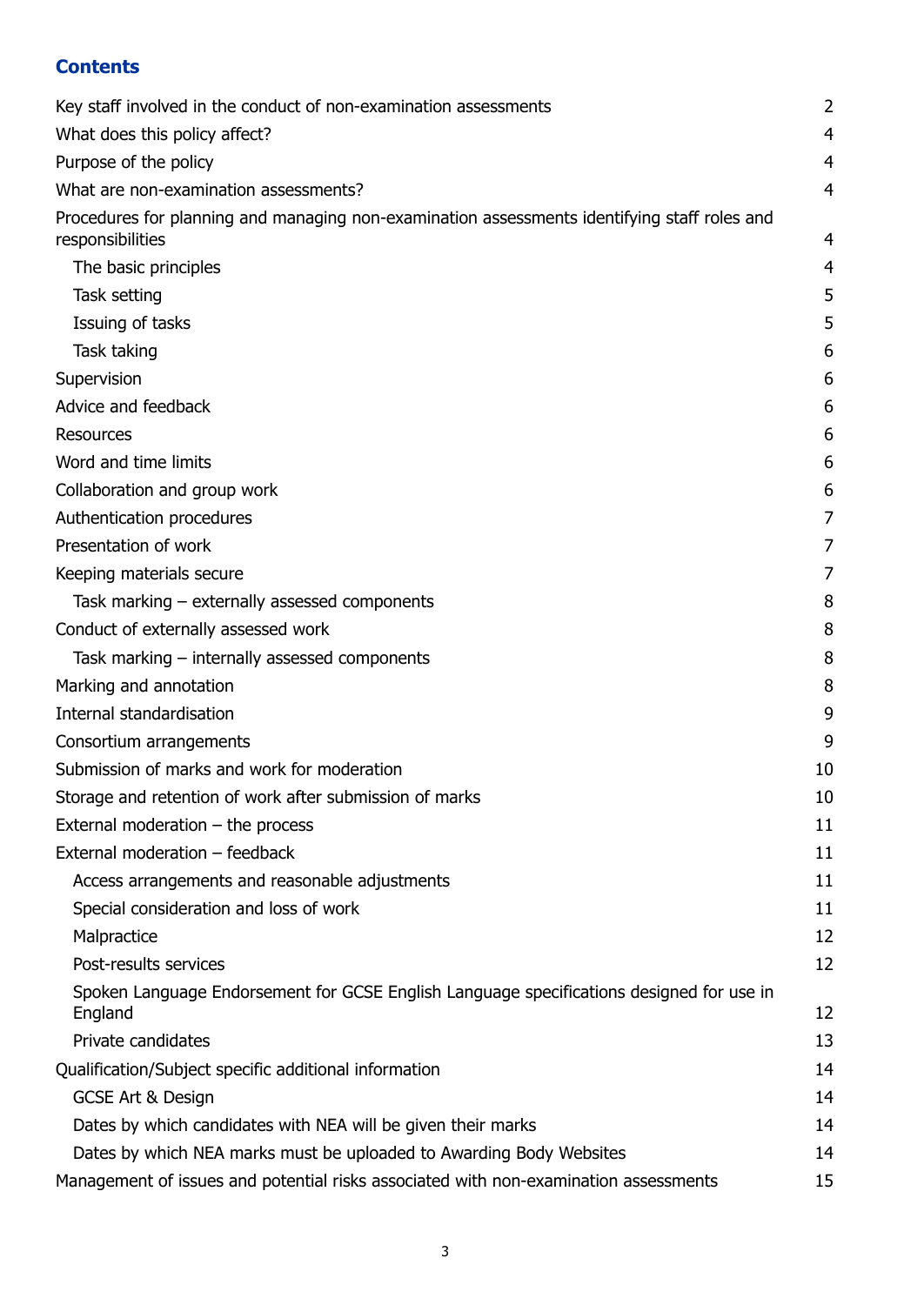## Contents

| | |
|---|---|
| Key staff involved in the conduct of non-examination assessments | 2 |
| What does this policy affect? | 4 |
| Purpose of the policy | 4 |
| What are non-examination assessments? | 4 |
| Procedures for planning and managing non-examination assessments identifying staff roles and responsibilities | 4 |
| The basic principles | 4 |
| Task setting | 5 |
| Issuing of tasks | 5 |
| Task taking | 6 |
| Supervision | 6 |
| Advice and feedback | 6 |
| Resources | 6 |
| Word and time limits | 6 |
| Collaboration and group work | 6 |
| Authentication procedures | 7 |
| Presentation of work | 7 |
| Keeping materials secure | 7 |
| Task marking – externally assessed components | 8 |
| Conduct of externally assessed work | 8 |
| Task marking – internally assessed components | 8 |
| Marking and annotation | 8 |
| Internal standardisation | 9 |
| Consortium arrangements | 9 |
| Submission of marks and work for moderation | 10 |
| Storage and retention of work after submission of marks | 10 |
| External moderation – the process | 11 |
| External moderation – feedback | 11 |
| Access arrangements and reasonable adjustments | 11 |
| Special consideration and loss of work | 11 |
| Malpractice | 12 |
| Post-results services | 12 |
| Spoken Language Endorsement for GCSE English Language specifications designed for use in England | 12 |
| Private candidates | 13 |
| Qualification/Subject specific additional information | 14 |
| GCSE Art & Design | 14 |
| Dates by which candidates with NEA will be given their marks | 14 |
| Dates by which NEA marks must be uploaded to Awarding Body Websites | 14 |
| Management of issues and potential risks associated with non-examination assessments | 15 |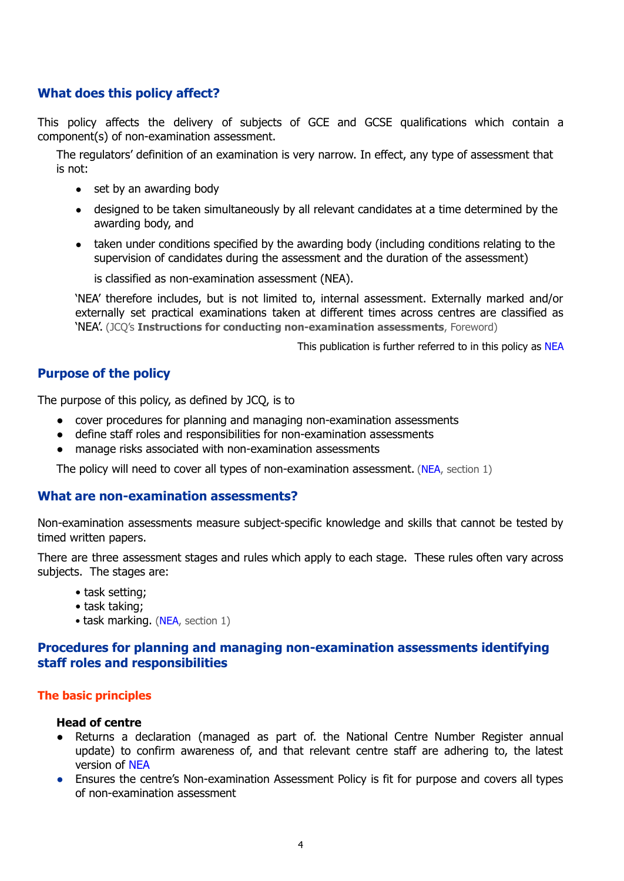## What does this policy affect?

This policy affects the delivery of subjects of GCE and GCSE qualifications which contain a component(s) of non-examination assessment.

> The regulators' definition of an examination is very narrow. In effect, any type of assessment that is not:
>
> - set by an awarding body
> - designed to be taken simultaneously by all relevant candidates at a time determined by the awarding body, and
> - taken under conditions specified by the awarding body (including conditions relating to the supervision of candidates during the assessment and the duration of the assessment)
>
> is classified as non-examination assessment (NEA).
>
> 'NEA' therefore includes, but is not limited to, internal assessment. Externally marked and/or externally set practical examinations taken at different times across centres are classified as 'NEA'. (JCQ's **Instructions for conducting non-examination assessments**, Foreword)

This publication is further referred to in this policy as NEA

## Purpose of the policy

The purpose of this policy, as defined by JCQ, is to

- cover procedures for planning and managing non-examination assessments
- define staff roles and responsibilities for non-examination assessments
- manage risks associated with non-examination assessments

> The policy will need to cover all types of non-examination assessment. (NEA, section 1)

## What are non-examination assessments?

Non-examination assessments measure subject-specific knowledge and skills that cannot be tested by timed written papers.

There are three assessment stages and rules which apply to each stage. These rules often vary across subjects. The stages are:

- task setting;
- task taking;
- task marking. (NEA, section 1)

## Procedures for planning and managing non-examination assessments identifying staff roles and responsibilities

### The basic principles

**Head of centre**

- Returns a declaration (managed as part of. the National Centre Number Register annual update) to confirm awareness of, and that relevant centre staff are adhering to, the latest version of NEA
- Ensures the centre's Non-examination Assessment Policy is fit for purpose and covers all types of non-examination assessment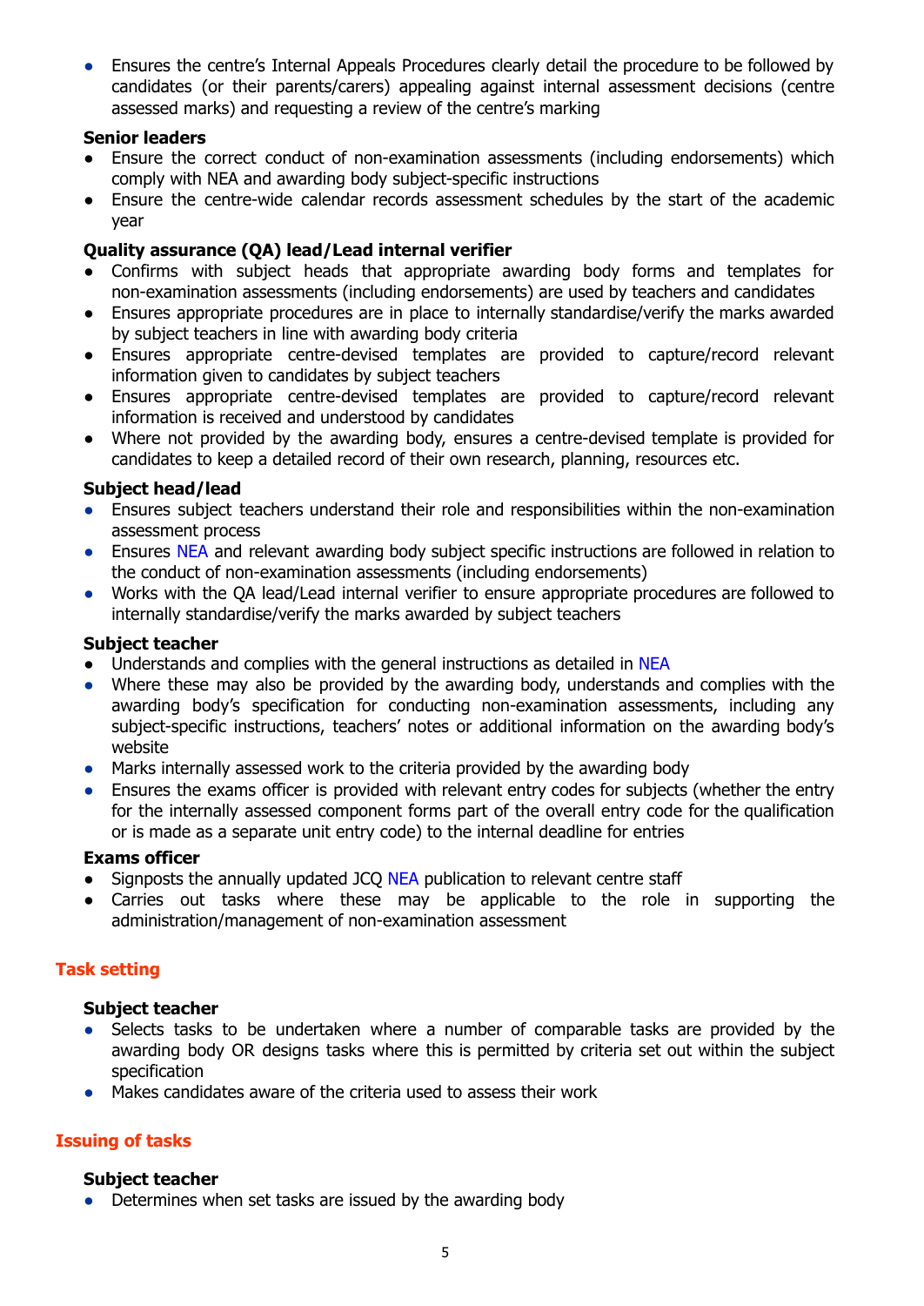- Ensures the centre's Internal Appeals Procedures clearly detail the procedure to be followed by candidates (or their parents/carers) appealing against internal assessment decisions (centre assessed marks) and requesting a review of the centre's marking

**Senior leaders**

- Ensure the correct conduct of non-examination assessments (including endorsements) which comply with NEA and awarding body subject-specific instructions
- Ensure the centre-wide calendar records assessment schedules by the start of the academic year

**Quality assurance (QA) lead/Lead internal verifier**

- Confirms with subject heads that appropriate awarding body forms and templates for non-examination assessments (including endorsements) are used by teachers and candidates
- Ensures appropriate procedures are in place to internally standardise/verify the marks awarded by subject teachers in line with awarding body criteria
- Ensures appropriate centre-devised templates are provided to capture/record relevant information given to candidates by subject teachers
- Ensures appropriate centre-devised templates are provided to capture/record relevant information is received and understood by candidates
- Where not provided by the awarding body, ensures a centre-devised template is provided for candidates to keep a detailed record of their own research, planning, resources etc.

**Subject head/lead**

- Ensures subject teachers understand their role and responsibilities within the non-examination assessment process
- Ensures NEA and relevant awarding body subject specific instructions are followed in relation to the conduct of non-examination assessments (including endorsements)
- Works with the QA lead/Lead internal verifier to ensure appropriate procedures are followed to internally standardise/verify the marks awarded by subject teachers

**Subject teacher**

- Understands and complies with the general instructions as detailed in NEA
- Where these may also be provided by the awarding body, understands and complies with the awarding body's specification for conducting non-examination assessments, including any subject-specific instructions, teachers' notes or additional information on the awarding body's website
- Marks internally assessed work to the criteria provided by the awarding body
- Ensures the exams officer is provided with relevant entry codes for subjects (whether the entry for the internally assessed component forms part of the overall entry code for the qualification or is made as a separate unit entry code) to the internal deadline for entries

**Exams officer**

- Signposts the annually updated JCQ NEA publication to relevant centre staff
- Carries out tasks where these may be applicable to the role in supporting the administration/management of non-examination assessment

## Task setting

**Subject teacher**

- Selects tasks to be undertaken where a number of comparable tasks are provided by the awarding body OR designs tasks where this is permitted by criteria set out within the subject specification
- Makes candidates aware of the criteria used to assess their work

## Issuing of tasks

**Subject teacher**

- Determines when set tasks are issued by the awarding body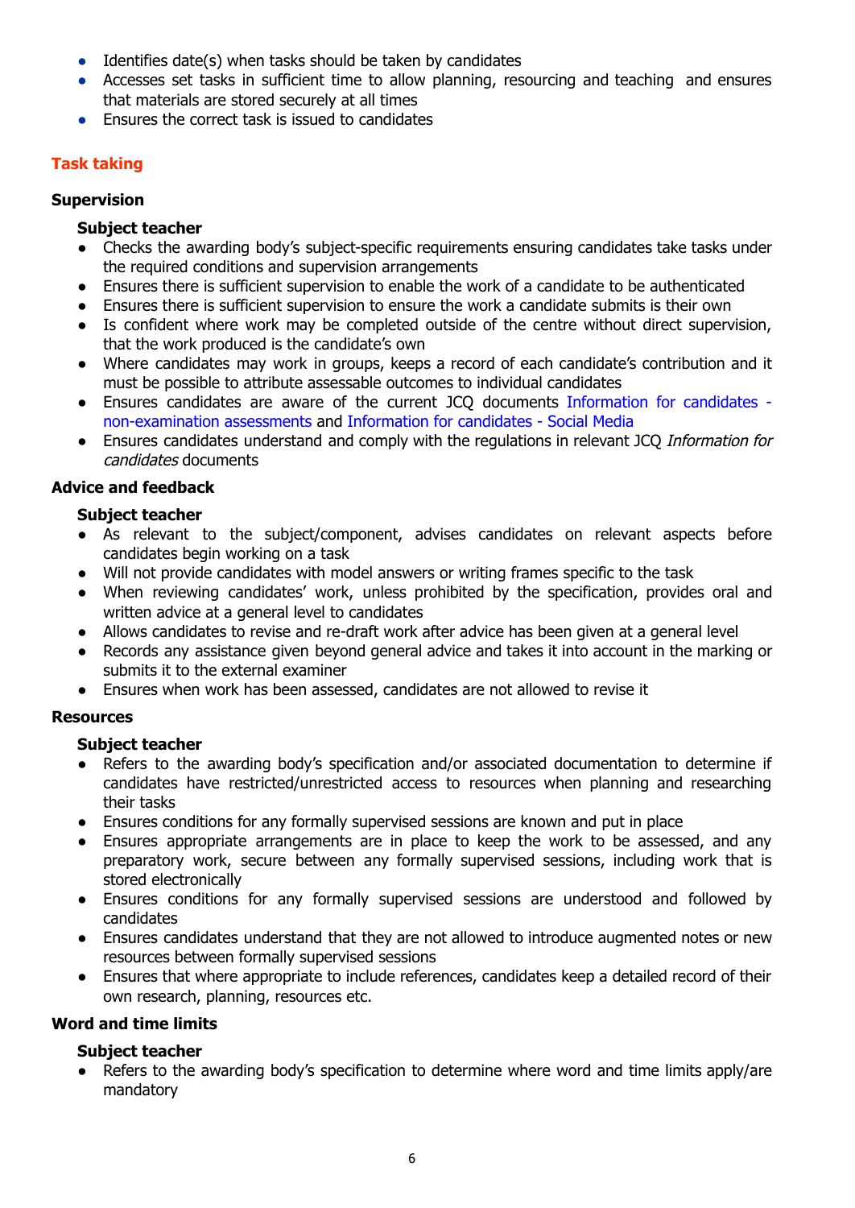- Identifies date(s) when tasks should be taken by candidates
- Accesses set tasks in sufficient time to allow planning, resourcing and teaching and ensures that materials are stored securely at all times
- Ensures the correct task is issued to candidates

## Task taking

### Supervision

**Subject teacher**

- Checks the awarding body's subject-specific requirements ensuring candidates take tasks under the required conditions and supervision arrangements
- Ensures there is sufficient supervision to enable the work of a candidate to be authenticated
- Ensures there is sufficient supervision to ensure the work a candidate submits is their own
- Is confident where work may be completed outside of the centre without direct supervision, that the work produced is the candidate's own
- Where candidates may work in groups, keeps a record of each candidate's contribution and it must be possible to attribute assessable outcomes to individual candidates
- Ensures candidates are aware of the current JCQ documents Information for candidates - non-examination assessments and Information for candidates - Social Media
- Ensures candidates understand and comply with the regulations in relevant JCQ *Information for candidates* documents

### Advice and feedback

**Subject teacher**

- As relevant to the subject/component, advises candidates on relevant aspects before candidates begin working on a task
- Will not provide candidates with model answers or writing frames specific to the task
- When reviewing candidates' work, unless prohibited by the specification, provides oral and written advice at a general level to candidates
- Allows candidates to revise and re-draft work after advice has been given at a general level
- Records any assistance given beyond general advice and takes it into account in the marking or submits it to the external examiner
- Ensures when work has been assessed, candidates are not allowed to revise it

### Resources

**Subject teacher**

- Refers to the awarding body's specification and/or associated documentation to determine if candidates have restricted/unrestricted access to resources when planning and researching their tasks
- Ensures conditions for any formally supervised sessions are known and put in place
- Ensures appropriate arrangements are in place to keep the work to be assessed, and any preparatory work, secure between any formally supervised sessions, including work that is stored electronically
- Ensures conditions for any formally supervised sessions are understood and followed by candidates
- Ensures candidates understand that they are not allowed to introduce augmented notes or new resources between formally supervised sessions
- Ensures that where appropriate to include references, candidates keep a detailed record of their own research, planning, resources etc.

### Word and time limits

**Subject teacher**

- Refers to the awarding body's specification to determine where word and time limits apply/are mandatory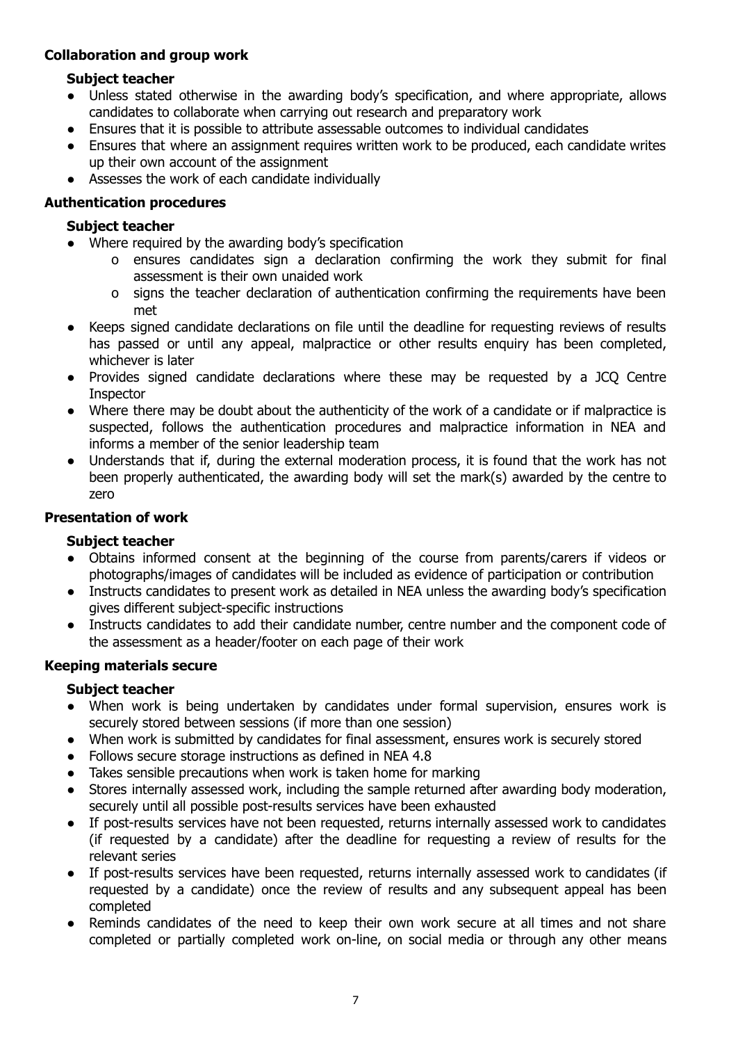**Collaboration and group work**

**Subject teacher**

- Unless stated otherwise in the awarding body's specification, and where appropriate, allows candidates to collaborate when carrying out research and preparatory work
- Ensures that it is possible to attribute assessable outcomes to individual candidates
- Ensures that where an assignment requires written work to be produced, each candidate writes up their own account of the assignment
- Assesses the work of each candidate individually

**Authentication procedures**

**Subject teacher**

- Where required by the awarding body's specification
  - ensures candidates sign a declaration confirming the work they submit for final assessment is their own unaided work
  - signs the teacher declaration of authentication confirming the requirements have been met
- Keeps signed candidate declarations on file until the deadline for requesting reviews of results has passed or until any appeal, malpractice or other results enquiry has been completed, whichever is later
- Provides signed candidate declarations where these may be requested by a JCQ Centre Inspector
- Where there may be doubt about the authenticity of the work of a candidate or if malpractice is suspected, follows the authentication procedures and malpractice information in NEA and informs a member of the senior leadership team
- Understands that if, during the external moderation process, it is found that the work has not been properly authenticated, the awarding body will set the mark(s) awarded by the centre to zero

**Presentation of work**

**Subject teacher**

- Obtains informed consent at the beginning of the course from parents/carers if videos or photographs/images of candidates will be included as evidence of participation or contribution
- Instructs candidates to present work as detailed in NEA unless the awarding body's specification gives different subject-specific instructions
- Instructs candidates to add their candidate number, centre number and the component code of the assessment as a header/footer on each page of their work

**Keeping materials secure**

**Subject teacher**

- When work is being undertaken by candidates under formal supervision, ensures work is securely stored between sessions (if more than one session)
- When work is submitted by candidates for final assessment, ensures work is securely stored
- Follows secure storage instructions as defined in NEA 4.8
- Takes sensible precautions when work is taken home for marking
- Stores internally assessed work, including the sample returned after awarding body moderation, securely until all possible post-results services have been exhausted
- If post-results services have not been requested, returns internally assessed work to candidates (if requested by a candidate) after the deadline for requesting a review of results for the relevant series
- If post-results services have been requested, returns internally assessed work to candidates (if requested by a candidate) once the review of results and any subsequent appeal has been completed
- Reminds candidates of the need to keep their own work secure at all times and not share completed or partially completed work on-line, on social media or through any other means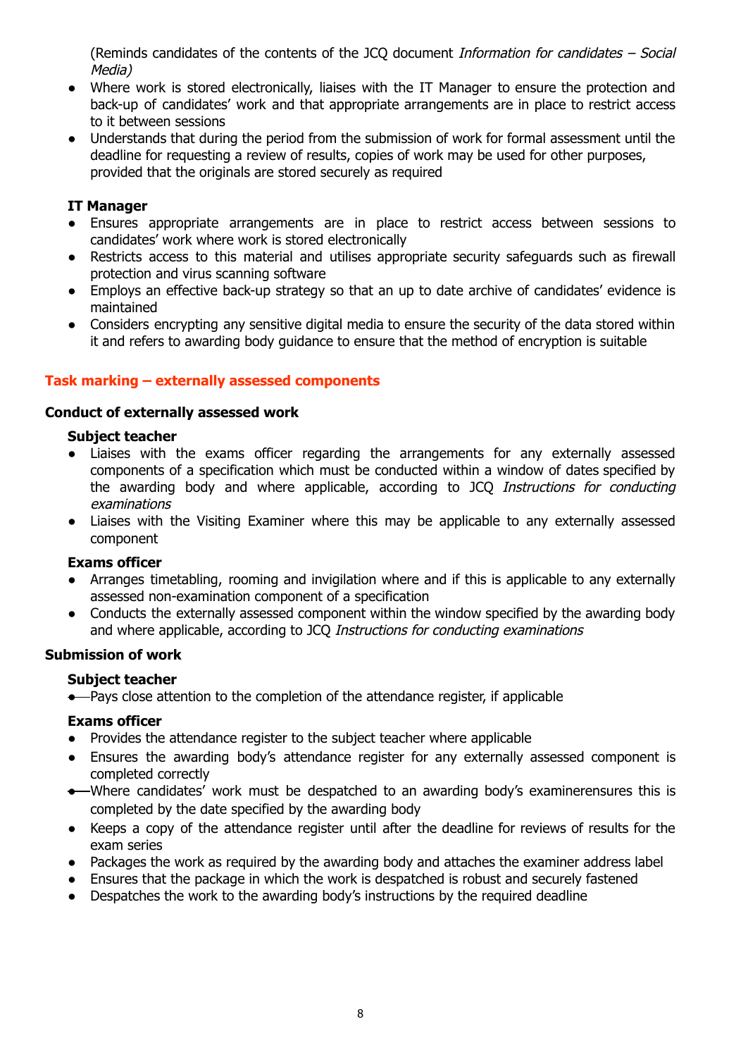(Reminds candidates of the contents of the JCQ document *Information for candidates – Social Media)*

- Where work is stored electronically, liaises with the IT Manager to ensure the protection and back-up of candidates' work and that appropriate arrangements are in place to restrict access to it between sessions
- Understands that during the period from the submission of work for formal assessment until the deadline for requesting a review of results, copies of work may be used for other purposes, provided that the originals are stored securely as required

**IT Manager**

- Ensures appropriate arrangements are in place to restrict access between sessions to candidates' work where work is stored electronically
- Restricts access to this material and utilises appropriate security safeguards such as firewall protection and virus scanning software
- Employs an effective back-up strategy so that an up to date archive of candidates' evidence is maintained
- Considers encrypting any sensitive digital media to ensure the security of the data stored within it and refers to awarding body guidance to ensure that the method of encryption is suitable

## Task marking – externally assessed components

### Conduct of externally assessed work

**Subject teacher**

- Liaises with the exams officer regarding the arrangements for any externally assessed components of a specification which must be conducted within a window of dates specified by the awarding body and where applicable, according to JCQ *Instructions for conducting examinations*
- Liaises with the Visiting Examiner where this may be applicable to any externally assessed component

**Exams officer**

- Arranges timetabling, rooming and invigilation where and if this is applicable to any externally assessed non-examination component of a specification
- Conducts the externally assessed component within the window specified by the awarding body and where applicable, according to JCQ *Instructions for conducting examinations*

### Submission of work

**Subject teacher**

- Pays close attention to the completion of the attendance register, if applicable

**Exams officer**

- Provides the attendance register to the subject teacher where applicable
- Ensures the awarding body's attendance register for any externally assessed component is completed correctly
- Where candidates' work must be despatched to an awarding body's examinerensures this is completed by the date specified by the awarding body
- Keeps a copy of the attendance register until after the deadline for reviews of results for the exam series
- Packages the work as required by the awarding body and attaches the examiner address label
- Ensures that the package in which the work is despatched is robust and securely fastened
- Despatches the work to the awarding body's instructions by the required deadline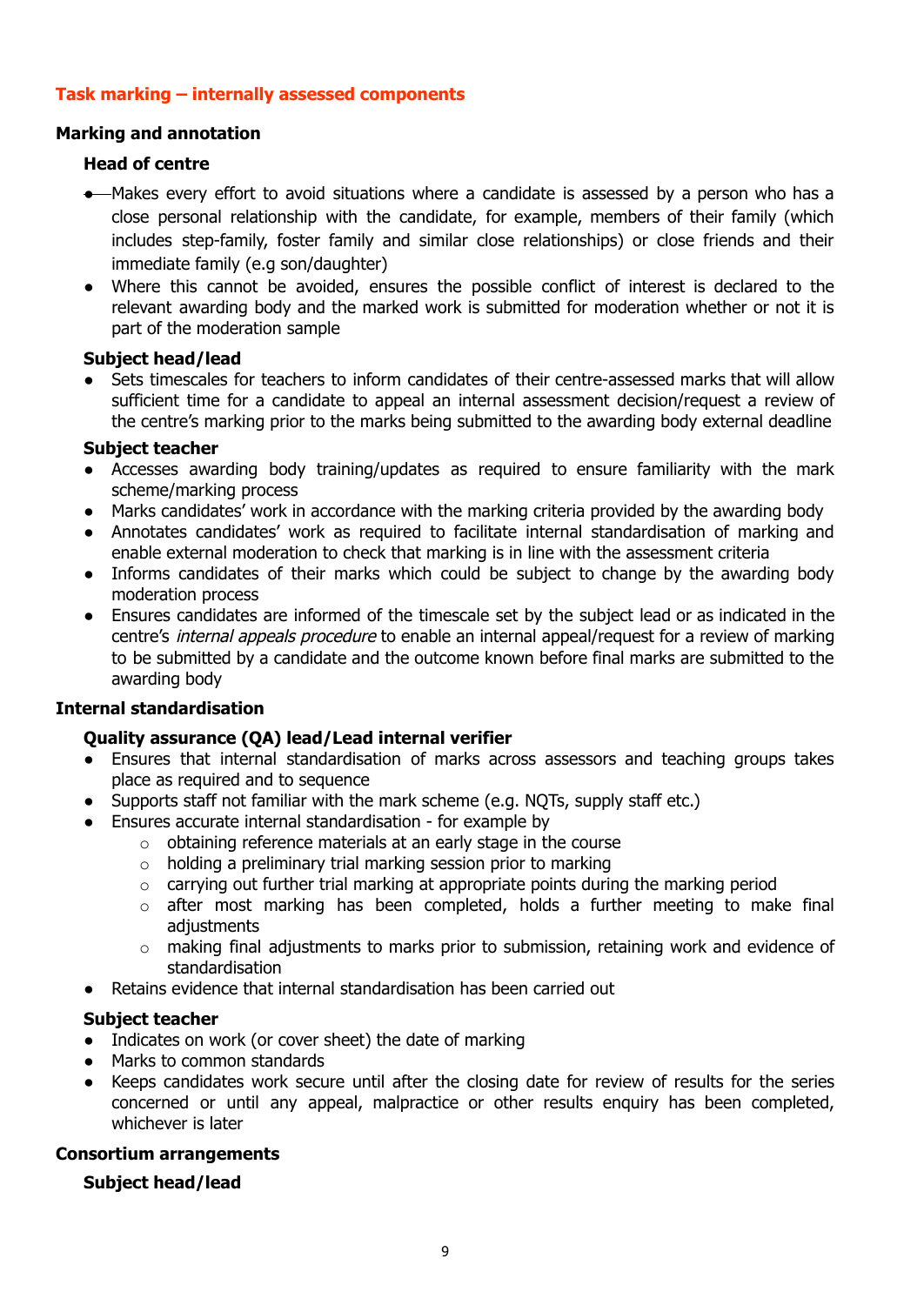## Task marking – internally assessed components

### Marking and annotation

#### Head of centre

- Makes every effort to avoid situations where a candidate is assessed by a person who has a close personal relationship with the candidate, for example, members of their family (which includes step-family, foster family and similar close relationships) or close friends and their immediate family (e.g son/daughter)
- Where this cannot be avoided, ensures the possible conflict of interest is declared to the relevant awarding body and the marked work is submitted for moderation whether or not it is part of the moderation sample

#### Subject head/lead

- Sets timescales for teachers to inform candidates of their centre-assessed marks that will allow sufficient time for a candidate to appeal an internal assessment decision/request a review of the centre's marking prior to the marks being submitted to the awarding body external deadline

#### Subject teacher

- Accesses awarding body training/updates as required to ensure familiarity with the mark scheme/marking process
- Marks candidates' work in accordance with the marking criteria provided by the awarding body
- Annotates candidates' work as required to facilitate internal standardisation of marking and enable external moderation to check that marking is in line with the assessment criteria
- Informs candidates of their marks which could be subject to change by the awarding body moderation process
- Ensures candidates are informed of the timescale set by the subject lead or as indicated in the centre's *internal appeals procedure* to enable an internal appeal/request for a review of marking to be submitted by a candidate and the outcome known before final marks are submitted to the awarding body

### Internal standardisation

#### Quality assurance (QA) lead/Lead internal verifier

- Ensures that internal standardisation of marks across assessors and teaching groups takes place as required and to sequence
- Supports staff not familiar with the mark scheme (e.g. NQTs, supply staff etc.)
- Ensures accurate internal standardisation - for example by
  - obtaining reference materials at an early stage in the course
  - holding a preliminary trial marking session prior to marking
  - carrying out further trial marking at appropriate points during the marking period
  - after most marking has been completed, holds a further meeting to make final adjustments
  - making final adjustments to marks prior to submission, retaining work and evidence of standardisation
- Retains evidence that internal standardisation has been carried out

#### Subject teacher

- Indicates on work (or cover sheet) the date of marking
- Marks to common standards
- Keeps candidates work secure until after the closing date for review of results for the series concerned or until any appeal, malpractice or other results enquiry has been completed, whichever is later

### Consortium arrangements

#### Subject head/lead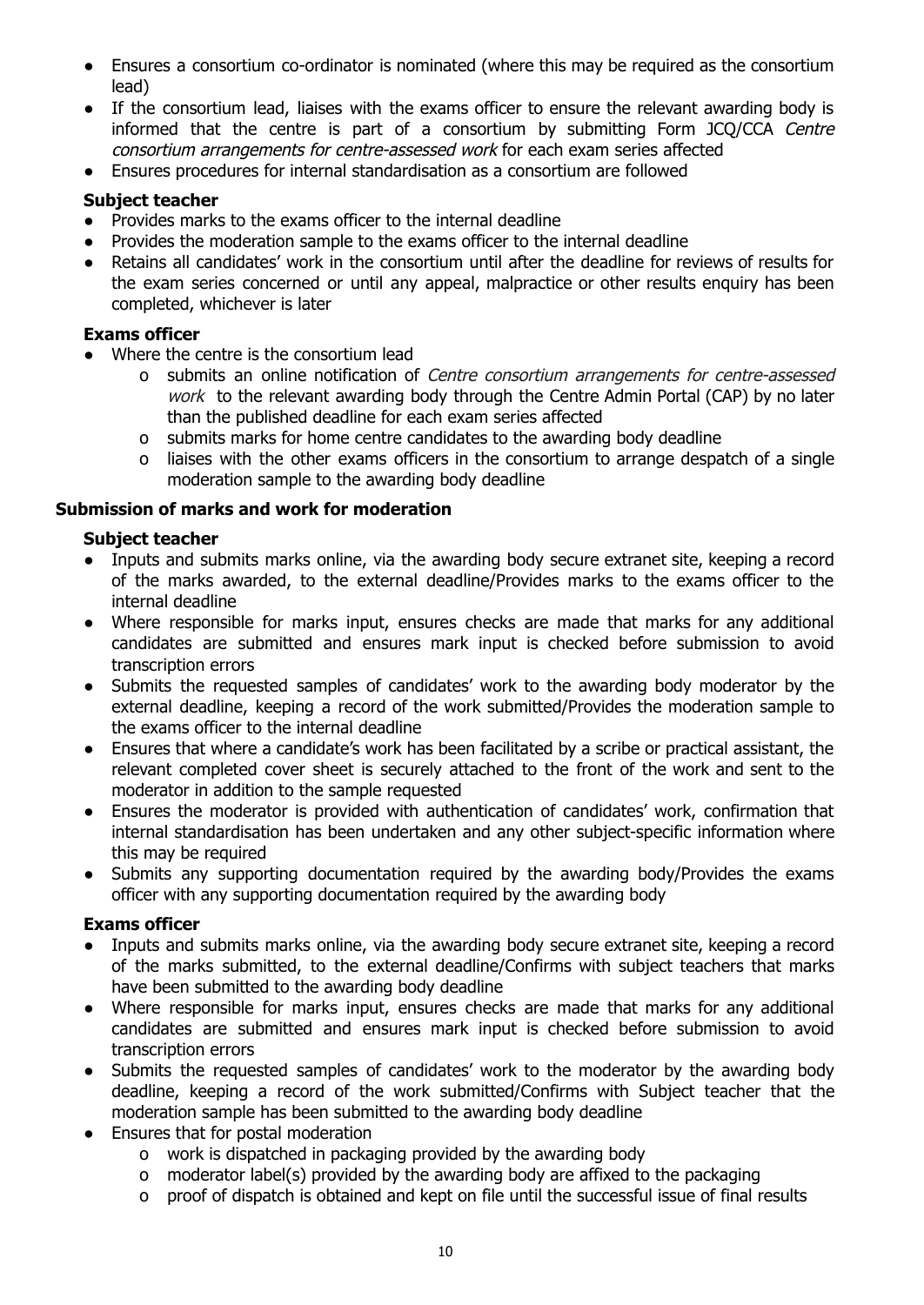- Ensures a consortium co-ordinator is nominated (where this may be required as the consortium lead)
- If the consortium lead, liaises with the exams officer to ensure the relevant awarding body is informed that the centre is part of a consortium by submitting Form JCQ/CCA *Centre consortium arrangements for centre-assessed work* for each exam series affected
- Ensures procedures for internal standardisation as a consortium are followed

**Subject teacher**

- Provides marks to the exams officer to the internal deadline
- Provides the moderation sample to the exams officer to the internal deadline
- Retains all candidates' work in the consortium until after the deadline for reviews of results for the exam series concerned or until any appeal, malpractice or other results enquiry has been completed, whichever is later

**Exams officer**

- Where the centre is the consortium lead
  - o submits an online notification of *Centre consortium arrangements for centre-assessed work* to the relevant awarding body through the Centre Admin Portal (CAP) by no later than the published deadline for each exam series affected
  - o submits marks for home centre candidates to the awarding body deadline
  - o liaises with the other exams officers in the consortium to arrange despatch of a single moderation sample to the awarding body deadline

**Submission of marks and work for moderation**

**Subject teacher**

- Inputs and submits marks online, via the awarding body secure extranet site, keeping a record of the marks awarded, to the external deadline/Provides marks to the exams officer to the internal deadline
- Where responsible for marks input, ensures checks are made that marks for any additional candidates are submitted and ensures mark input is checked before submission to avoid transcription errors
- Submits the requested samples of candidates' work to the awarding body moderator by the external deadline, keeping a record of the work submitted/Provides the moderation sample to the exams officer to the internal deadline
- Ensures that where a candidate's work has been facilitated by a scribe or practical assistant, the relevant completed cover sheet is securely attached to the front of the work and sent to the moderator in addition to the sample requested
- Ensures the moderator is provided with authentication of candidates' work, confirmation that internal standardisation has been undertaken and any other subject-specific information where this may be required
- Submits any supporting documentation required by the awarding body/Provides the exams officer with any supporting documentation required by the awarding body

**Exams officer**

- Inputs and submits marks online, via the awarding body secure extranet site, keeping a record of the marks submitted, to the external deadline/Confirms with subject teachers that marks have been submitted to the awarding body deadline
- Where responsible for marks input, ensures checks are made that marks for any additional candidates are submitted and ensures mark input is checked before submission to avoid transcription errors
- Submits the requested samples of candidates' work to the moderator by the awarding body deadline, keeping a record of the work submitted/Confirms with Subject teacher that the moderation sample has been submitted to the awarding body deadline
- Ensures that for postal moderation
  - o work is dispatched in packaging provided by the awarding body
  - o moderator label(s) provided by the awarding body are affixed to the packaging
  - o proof of dispatch is obtained and kept on file until the successful issue of final results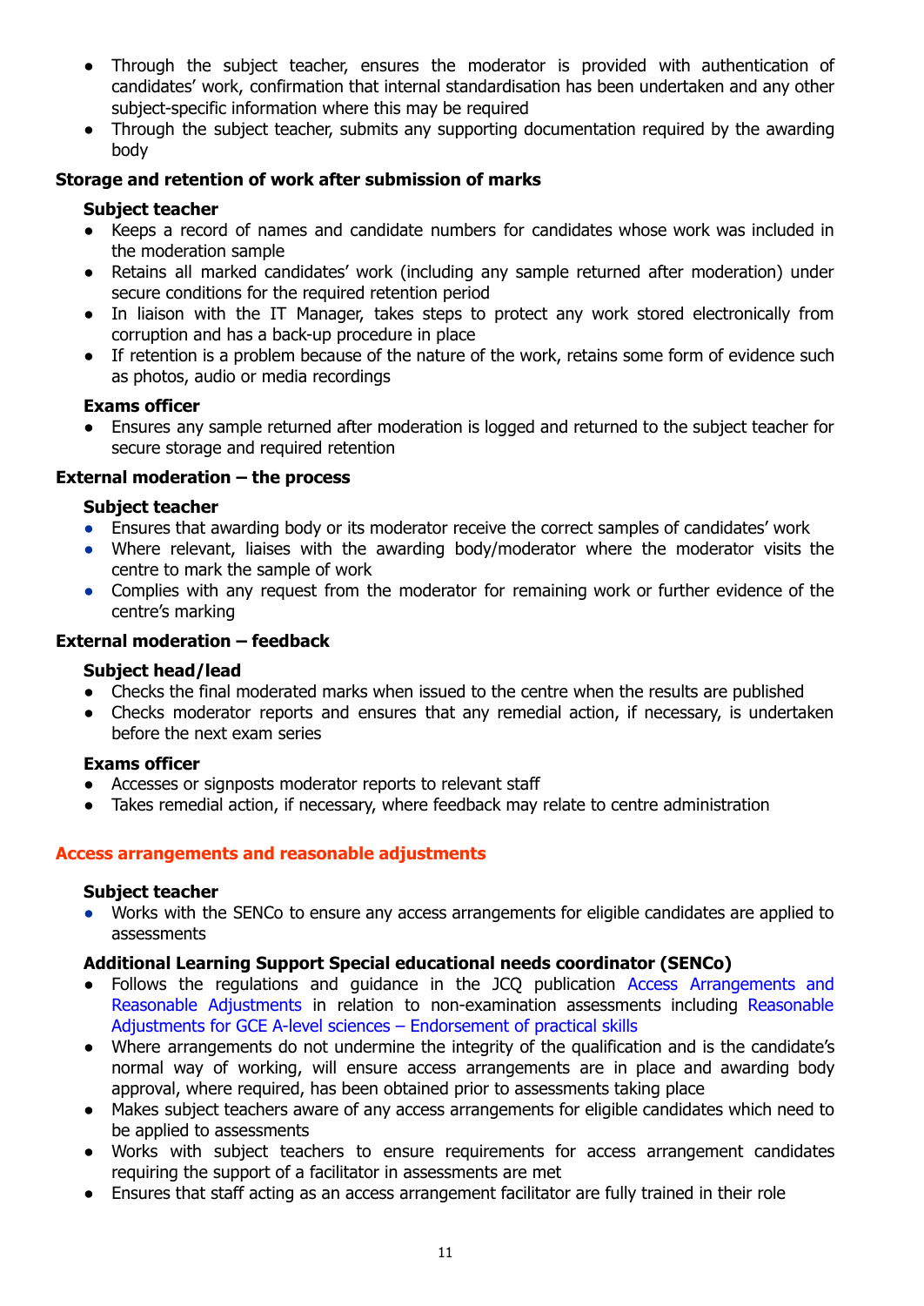- Through the subject teacher, ensures the moderator is provided with authentication of candidates' work, confirmation that internal standardisation has been undertaken and any other subject-specific information where this may be required
- Through the subject teacher, submits any supporting documentation required by the awarding body

**Storage and retention of work after submission of marks**

**Subject teacher**

- Keeps a record of names and candidate numbers for candidates whose work was included in the moderation sample
- Retains all marked candidates' work (including any sample returned after moderation) under secure conditions for the required retention period
- In liaison with the IT Manager, takes steps to protect any work stored electronically from corruption and has a back-up procedure in place
- If retention is a problem because of the nature of the work, retains some form of evidence such as photos, audio or media recordings

**Exams officer**

- Ensures any sample returned after moderation is logged and returned to the subject teacher for secure storage and required retention

**External moderation – the process**

**Subject teacher**

- Ensures that awarding body or its moderator receive the correct samples of candidates' work
- Where relevant, liaises with the awarding body/moderator where the moderator visits the centre to mark the sample of work
- Complies with any request from the moderator for remaining work or further evidence of the centre's marking

**External moderation – feedback**

**Subject head/lead**

- Checks the final moderated marks when issued to the centre when the results are published
- Checks moderator reports and ensures that any remedial action, if necessary, is undertaken before the next exam series

**Exams officer**

- Accesses or signposts moderator reports to relevant staff
- Takes remedial action, if necessary, where feedback may relate to centre administration

## Access arrangements and reasonable adjustments

**Subject teacher**

- Works with the SENCo to ensure any access arrangements for eligible candidates are applied to assessments

**Additional Learning Support Special educational needs coordinator (SENCo)**

- Follows the regulations and guidance in the JCQ publication Access Arrangements and Reasonable Adjustments in relation to non-examination assessments including Reasonable Adjustments for GCE A-level sciences – Endorsement of practical skills
- Where arrangements do not undermine the integrity of the qualification and is the candidate's normal way of working, will ensure access arrangements are in place and awarding body approval, where required, has been obtained prior to assessments taking place
- Makes subject teachers aware of any access arrangements for eligible candidates which need to be applied to assessments
- Works with subject teachers to ensure requirements for access arrangement candidates requiring the support of a facilitator in assessments are met
- Ensures that staff acting as an access arrangement facilitator are fully trained in their role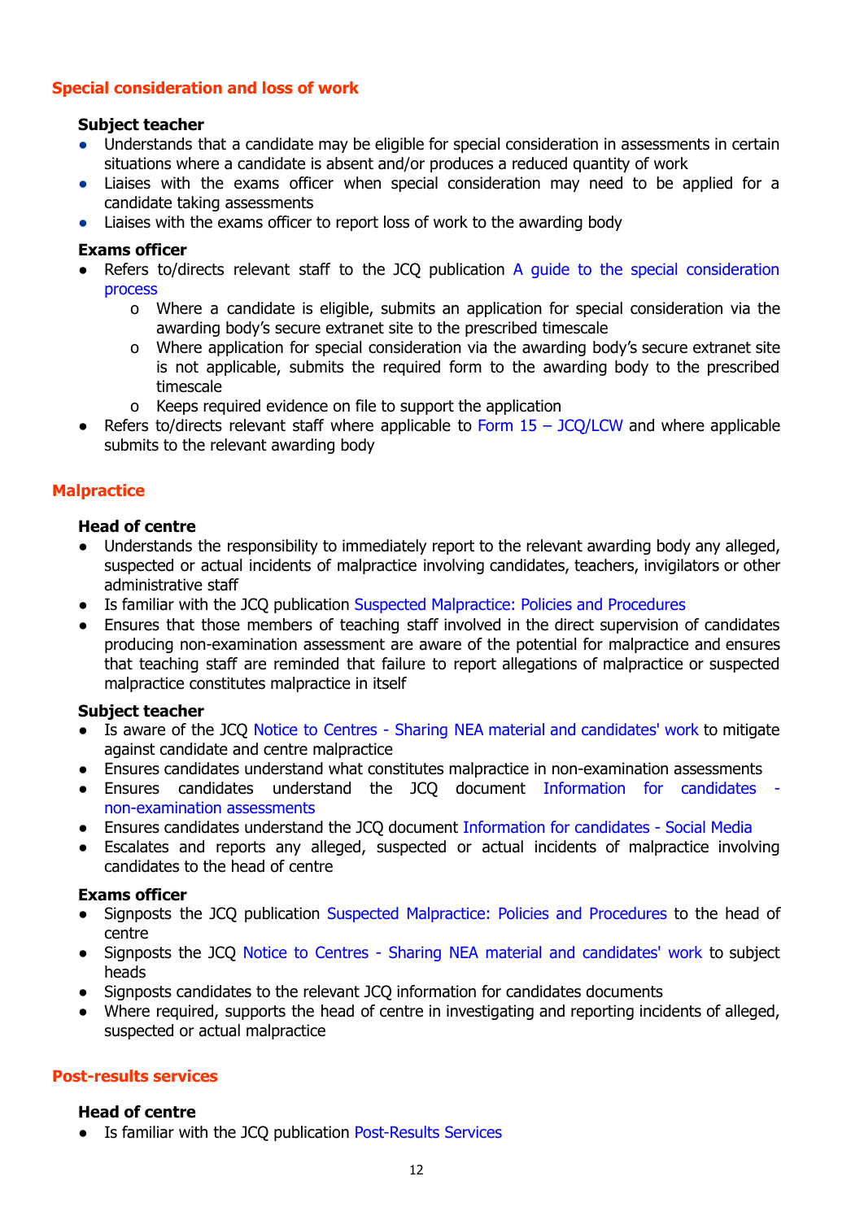## Special consideration and loss of work

**Subject teacher**

- Understands that a candidate may be eligible for special consideration in assessments in certain situations where a candidate is absent and/or produces a reduced quantity of work
- Liaises with the exams officer when special consideration may need to be applied for a candidate taking assessments
- Liaises with the exams officer to report loss of work to the awarding body

**Exams officer**

- Refers to/directs relevant staff to the JCQ publication A guide to the special consideration process
    - Where a candidate is eligible, submits an application for special consideration via the awarding body's secure extranet site to the prescribed timescale
    - Where application for special consideration via the awarding body's secure extranet site is not applicable, submits the required form to the awarding body to the prescribed timescale
    - Keeps required evidence on file to support the application
- Refers to/directs relevant staff where applicable to Form 15 – JCQ/LCW and where applicable submits to the relevant awarding body

## Malpractice

**Head of centre**

- Understands the responsibility to immediately report to the relevant awarding body any alleged, suspected or actual incidents of malpractice involving candidates, teachers, invigilators or other administrative staff
- Is familiar with the JCQ publication Suspected Malpractice: Policies and Procedures
- Ensures that those members of teaching staff involved in the direct supervision of candidates producing non-examination assessment are aware of the potential for malpractice and ensures that teaching staff are reminded that failure to report allegations of malpractice or suspected malpractice constitutes malpractice in itself

**Subject teacher**

- Is aware of the JCQ Notice to Centres - Sharing NEA material and candidates' work to mitigate against candidate and centre malpractice
- Ensures candidates understand what constitutes malpractice in non-examination assessments
- Ensures candidates understand the JCQ document Information for candidates - non-examination assessments
- Ensures candidates understand the JCQ document Information for candidates - Social Media
- Escalates and reports any alleged, suspected or actual incidents of malpractice involving candidates to the head of centre

**Exams officer**

- Signposts the JCQ publication Suspected Malpractice: Policies and Procedures to the head of centre
- Signposts the JCQ Notice to Centres - Sharing NEA material and candidates' work to subject heads
- Signposts candidates to the relevant JCQ information for candidates documents
- Where required, supports the head of centre in investigating and reporting incidents of alleged, suspected or actual malpractice

## Post-results services

**Head of centre**

- Is familiar with the JCQ publication Post-Results Services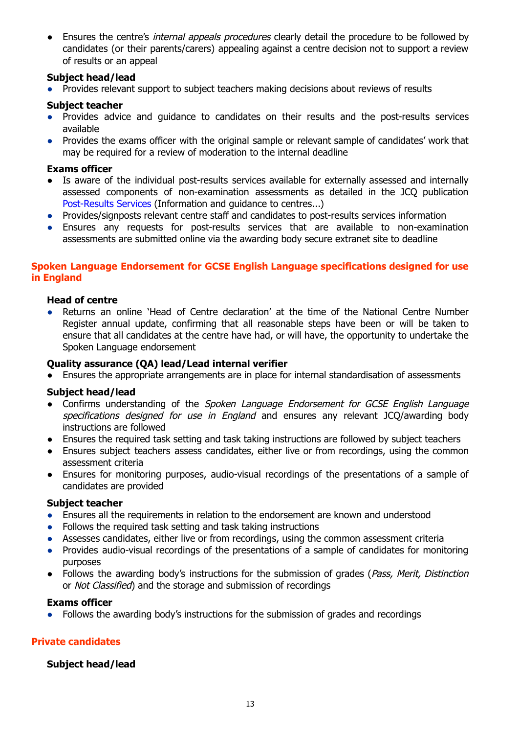- Ensures the centre's *internal appeals procedures* clearly detail the procedure to be followed by candidates (or their parents/carers) appealing against a centre decision not to support a review of results or an appeal

**Subject head/lead**

- Provides relevant support to subject teachers making decisions about reviews of results

**Subject teacher**

- Provides advice and guidance to candidates on their results and the post-results services available
- Provides the exams officer with the original sample or relevant sample of candidates' work that may be required for a review of moderation to the internal deadline

**Exams officer**

- Is aware of the individual post-results services available for externally assessed and internally assessed components of non-examination assessments as detailed in the JCQ publication Post-Results Services (Information and guidance to centres...)
- Provides/signposts relevant centre staff and candidates to post-results services information
- Ensures any requests for post-results services that are available to non-examination assessments are submitted online via the awarding body secure extranet site to deadline

## Spoken Language Endorsement for GCSE English Language specifications designed for use in England

**Head of centre**

- Returns an online 'Head of Centre declaration' at the time of the National Centre Number Register annual update, confirming that all reasonable steps have been or will be taken to ensure that all candidates at the centre have had, or will have, the opportunity to undertake the Spoken Language endorsement

**Quality assurance (QA) lead/Lead internal verifier**

- Ensures the appropriate arrangements are in place for internal standardisation of assessments

**Subject head/lead**

- Confirms understanding of the *Spoken Language Endorsement for GCSE English Language specifications designed for use in England* and ensures any relevant JCQ/awarding body instructions are followed
- Ensures the required task setting and task taking instructions are followed by subject teachers
- Ensures subject teachers assess candidates, either live or from recordings, using the common assessment criteria
- Ensures for monitoring purposes, audio-visual recordings of the presentations of a sample of candidates are provided

**Subject teacher**

- Ensures all the requirements in relation to the endorsement are known and understood
- Follows the required task setting and task taking instructions
- Assesses candidates, either live or from recordings, using the common assessment criteria
- Provides audio-visual recordings of the presentations of a sample of candidates for monitoring purposes
- Follows the awarding body's instructions for the submission of grades (*Pass, Merit, Distinction* or *Not Classified*) and the storage and submission of recordings

**Exams officer**

- Follows the awarding body's instructions for the submission of grades and recordings

## Private candidates

**Subject head/lead**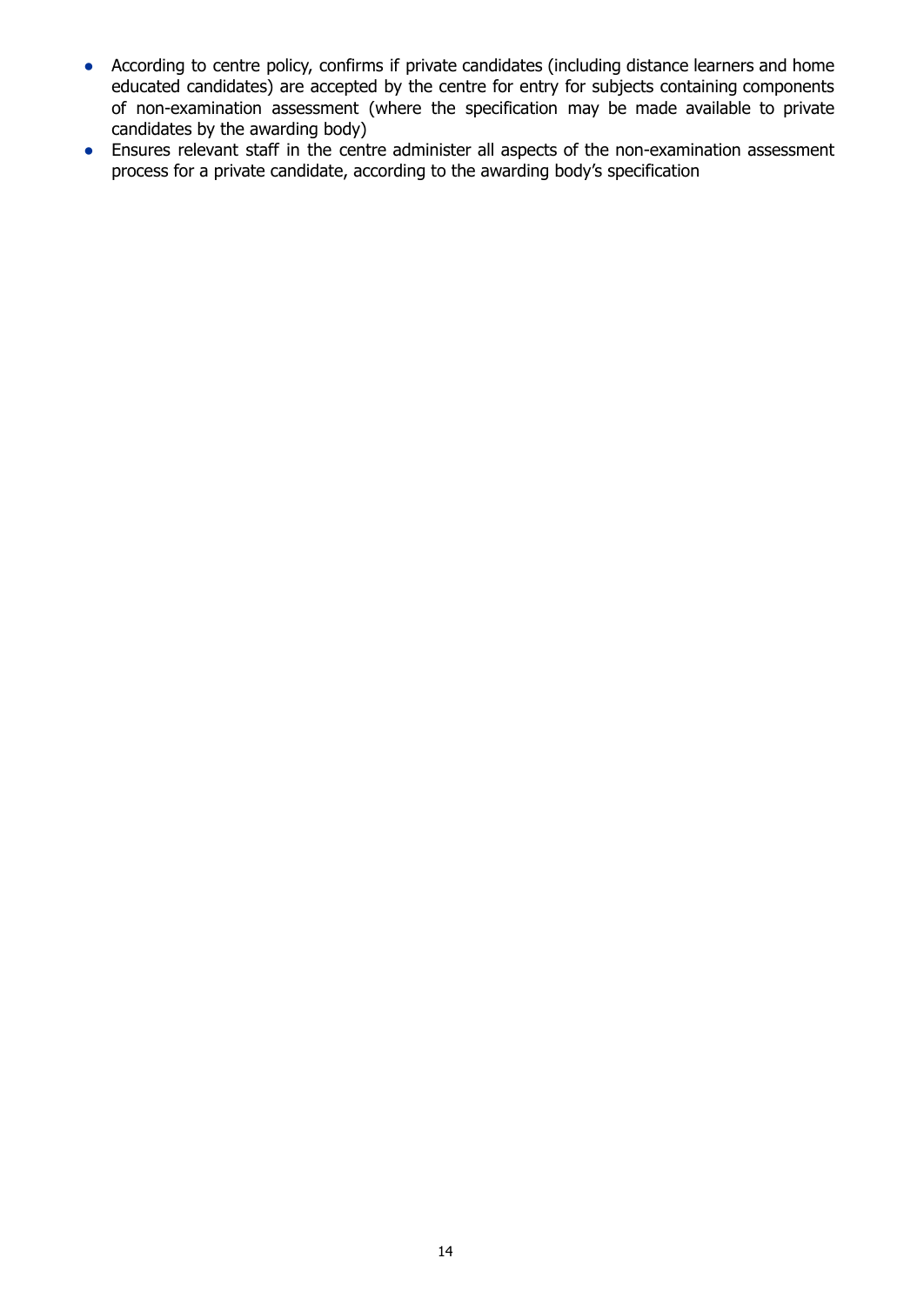- According to centre policy, confirms if private candidates (including distance learners and home educated candidates) are accepted by the centre for entry for subjects containing components of non-examination assessment (where the specification may be made available to private candidates by the awarding body)
- Ensures relevant staff in the centre administer all aspects of the non-examination assessment process for a private candidate, according to the awarding body's specification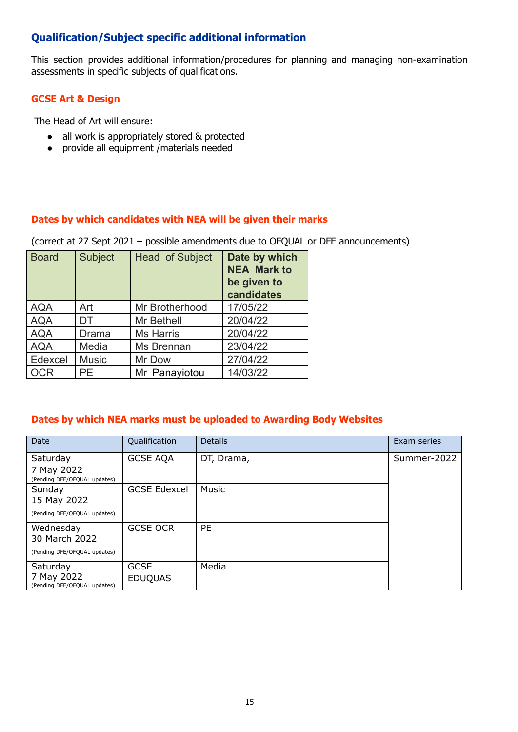## Qualification/Subject specific additional information

This section provides additional information/procedures for planning and managing non-examination assessments in specific subjects of qualifications.

### GCSE Art & Design

The Head of Art will ensure:

- all work is appropriately stored & protected
- provide all equipment /materials needed

### Dates by which candidates with NEA will be given their marks

(correct at 27 Sept 2021 – possible amendments due to OFQUAL or DFE announcements)

| Board | Subject | Head of Subject | **Date by which NEA Mark to be given to candidates** |
|---|---|---|---|
| AQA | Art | Mr Brotherhood | 17/05/22 |
| AQA | DT | Mr Bethell | 20/04/22 |
| AQA | Drama | Ms Harris | 20/04/22 |
| AQA | Media | Ms Brennan | 23/04/22 |
| Edexcel | Music | Mr Dow | 27/04/22 |
| OCR | PE | Mr Panayiotou | 14/03/22 |

### Dates by which NEA marks must be uploaded to Awarding Body Websites

| Date | Qualification | Details | Exam series |
|---|---|---|---|
| Saturday 7 May 2022 (Pending DFE/OFQUAL updates) | GCSE AQA | DT, Drama, | Summer-2022 |
| Sunday 15 May 2022 (Pending DFE/OFQUAL updates) | GCSE Edexcel | Music | |
| Wednesday 30 March 2022 (Pending DFE/OFQUAL updates) | GCSE OCR | PE | |
| Saturday 7 May 2022 (Pending DFE/OFQUAL updates) | GCSE EDUQUAS | Media | |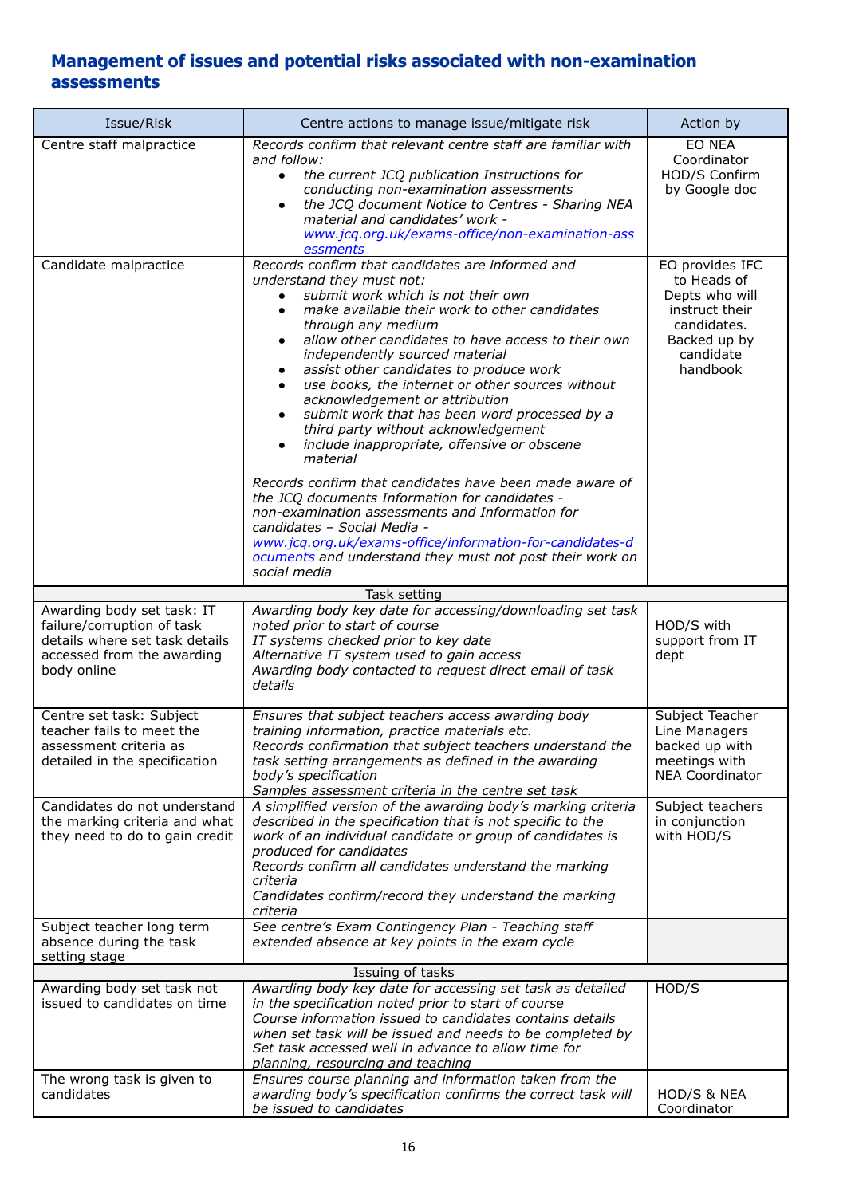## Management of issues and potential risks associated with non-examination assessments

| Issue/Risk | Centre actions to manage issue/mitigate risk | Action by |
|---|---|---|
| Centre staff malpractice | *Records confirm that relevant centre staff are familiar with and follow:*<br>• *the current JCQ publication Instructions for conducting non-examination assessments*<br>• *the JCQ document Notice to Centres - Sharing NEA material and candidates' work - www.jcq.org.uk/exams-office/non-examination-assessments* | EO NEA Coordinator HOD/S Confirm by Google doc |
| Candidate malpractice | *Records confirm that candidates are informed and understand they must not:*<br>• *submit work which is not their own*<br>• *make available their work to other candidates through any medium*<br>• *allow other candidates to have access to their own independently sourced material*<br>• *assist other candidates to produce work*<br>• *use books, the internet or other sources without acknowledgement or attribution*<br>• *submit work that has been word processed by a third party without acknowledgement*<br>• *include inappropriate, offensive or obscene material*<br><br>*Records confirm that candidates have been made aware of the JCQ documents Information for candidates - non-examination assessments and Information for candidates – Social Media - www.jcq.org.uk/exams-office/information-for-candidates-documents and understand they must not post their work on social media* | EO provides IFC to Heads of Depts who will instruct their candidates. Backed up by candidate handbook |
| | Task setting | |
| Awarding body set task: IT failure/corruption of task details where set task details accessed from the awarding body online | *Awarding body key date for accessing/downloading set task noted prior to start of course*<br>*IT systems checked prior to key date*<br>*Alternative IT system used to gain access*<br>*Awarding body contacted to request direct email of task details* | HOD/S with support from IT dept |
| Centre set task: Subject teacher fails to meet the assessment criteria as detailed in the specification | *Ensures that subject teachers access awarding body training information, practice materials etc.*<br>*Records confirmation that subject teachers understand the task setting arrangements as defined in the awarding body's specification*<br>*Samples assessment criteria in the centre set task* | Subject Teacher Line Managers backed up with meetings with NEA Coordinator |
| Candidates do not understand the marking criteria and what they need to do to gain credit | *A simplified version of the awarding body's marking criteria described in the specification that is not specific to the work of an individual candidate or group of candidates is produced for candidates*<br>*Records confirm all candidates understand the marking criteria*<br>*Candidates confirm/record they understand the marking criteria* | Subject teachers in conjunction with HOD/S |
| Subject teacher long term absence during the task setting stage | *See centre's Exam Contingency Plan - Teaching staff extended absence at key points in the exam cycle* | |
| | Issuing of tasks | |
| Awarding body set task not issued to candidates on time | *Awarding body key date for accessing set task as detailed in the specification noted prior to start of course*<br>*Course information issued to candidates contains details when set task will be issued and needs to be completed by*<br>*Set task accessed well in advance to allow time for planning, resourcing and teaching* | HOD/S |
| The wrong task is given to candidates | *Ensures course planning and information taken from the awarding body's specification confirms the correct task will be issued to candidates* | HOD/S & NEA Coordinator |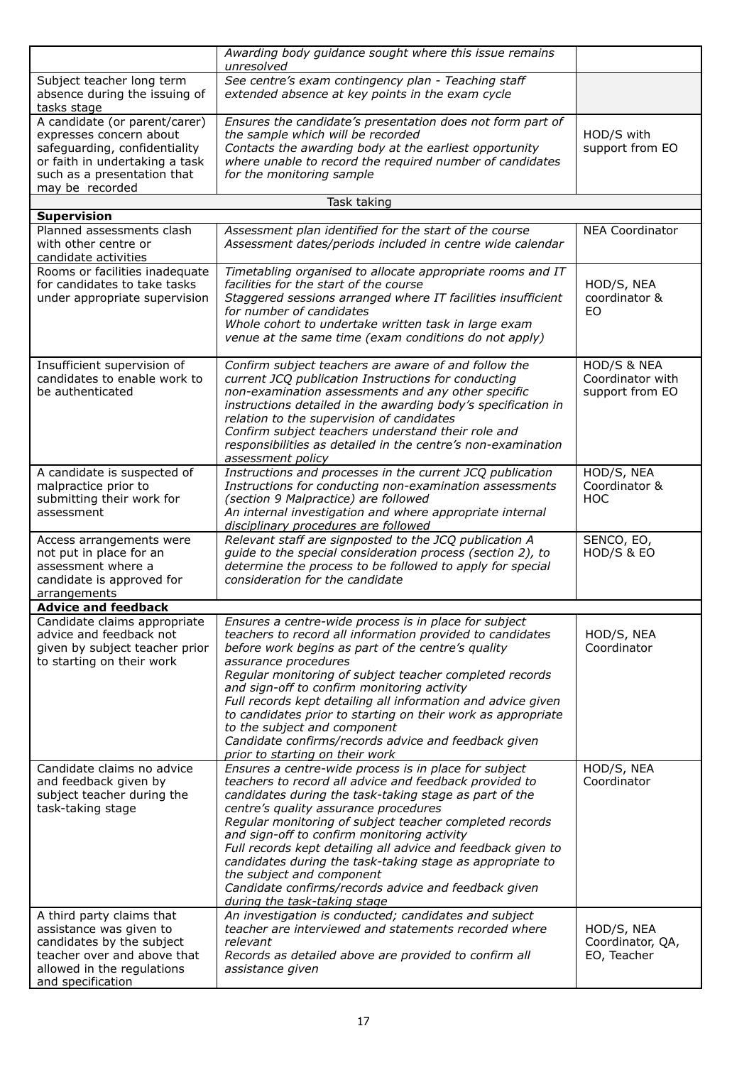| | | |
|---|---|---|
| | *Awarding body guidance sought where this issue remains unresolved* | |
| Subject teacher long term absence during the issuing of tasks stage | *See centre's exam contingency plan - Teaching staff extended absence at key points in the exam cycle* | |
| A candidate (or parent/carer) expresses concern about safeguarding, confidentiality or faith in undertaking a task such as a presentation that may be recorded | *Ensures the candidate's presentation does not form part of the sample which will be recorded*<br>*Contacts the awarding body at the earliest opportunity where unable to record the required number of candidates for the monitoring sample* | HOD/S with support from EO |
| Task taking | | |
| **Supervision** | | |
| Planned assessments clash with other centre or candidate activities | *Assessment plan identified for the start of the course*<br>*Assessment dates/periods included in centre wide calendar* | NEA Coordinator |
| Rooms or facilities inadequate for candidates to take tasks under appropriate supervision | *Timetabling organised to allocate appropriate rooms and IT facilities for the start of the course*<br>*Staggered sessions arranged where IT facilities insufficient for number of candidates*<br>*Whole cohort to undertake written task in large exam venue at the same time (exam conditions do not apply)* | HOD/S, NEA coordinator & EO |
| Insufficient supervision of candidates to enable work to be authenticated | *Confirm subject teachers are aware of and follow the current JCQ publication Instructions for conducting non-examination assessments and any other specific instructions detailed in the awarding body's specification in relation to the supervision of candidates*<br>*Confirm subject teachers understand their role and responsibilities as detailed in the centre's non-examination assessment policy* | HOD/S & NEA Coordinator with support from EO |
| A candidate is suspected of malpractice prior to submitting their work for assessment | *Instructions and processes in the current JCQ publication Instructions for conducting non-examination assessments (section 9 Malpractice) are followed*<br>*An internal investigation and where appropriate internal disciplinary procedures are followed* | HOD/S, NEA Coordinator & HOC |
| Access arrangements were not put in place for an assessment where a candidate is approved for arrangements | *Relevant staff are signposted to the JCQ publication A guide to the special consideration process (section 2), to determine the process to be followed to apply for special consideration for the candidate* | SENCO, EO, HOD/S & EO |
| **Advice and feedback** | | |
| Candidate claims appropriate advice and feedback not given by subject teacher prior to starting on their work | *Ensures a centre-wide process is in place for subject teachers to record all information provided to candidates before work begins as part of the centre's quality assurance procedures*<br>*Regular monitoring of subject teacher completed records and sign-off to confirm monitoring activity*<br>*Full records kept detailing all information and advice given to candidates prior to starting on their work as appropriate to the subject and component*<br>*Candidate confirms/records advice and feedback given prior to starting on their work* | HOD/S, NEA Coordinator |
| Candidate claims no advice and feedback given by subject teacher during the task-taking stage | *Ensures a centre-wide process is in place for subject teachers to record all advice and feedback provided to candidates during the task-taking stage as part of the centre's quality assurance procedures*<br>*Regular monitoring of subject teacher completed records and sign-off to confirm monitoring activity*<br>*Full records kept detailing all advice and feedback given to candidates during the task-taking stage as appropriate to the subject and component*<br>*Candidate confirms/records advice and feedback given during the task-taking stage* | HOD/S, NEA Coordinator |
| A third party claims that assistance was given to candidates by the subject teacher over and above that allowed in the regulations and specification | *An investigation is conducted; candidates and subject teacher are interviewed and statements recorded where relevant*<br>*Records as detailed above are provided to confirm all assistance given* | HOD/S, NEA Coordinator, QA, EO, Teacher |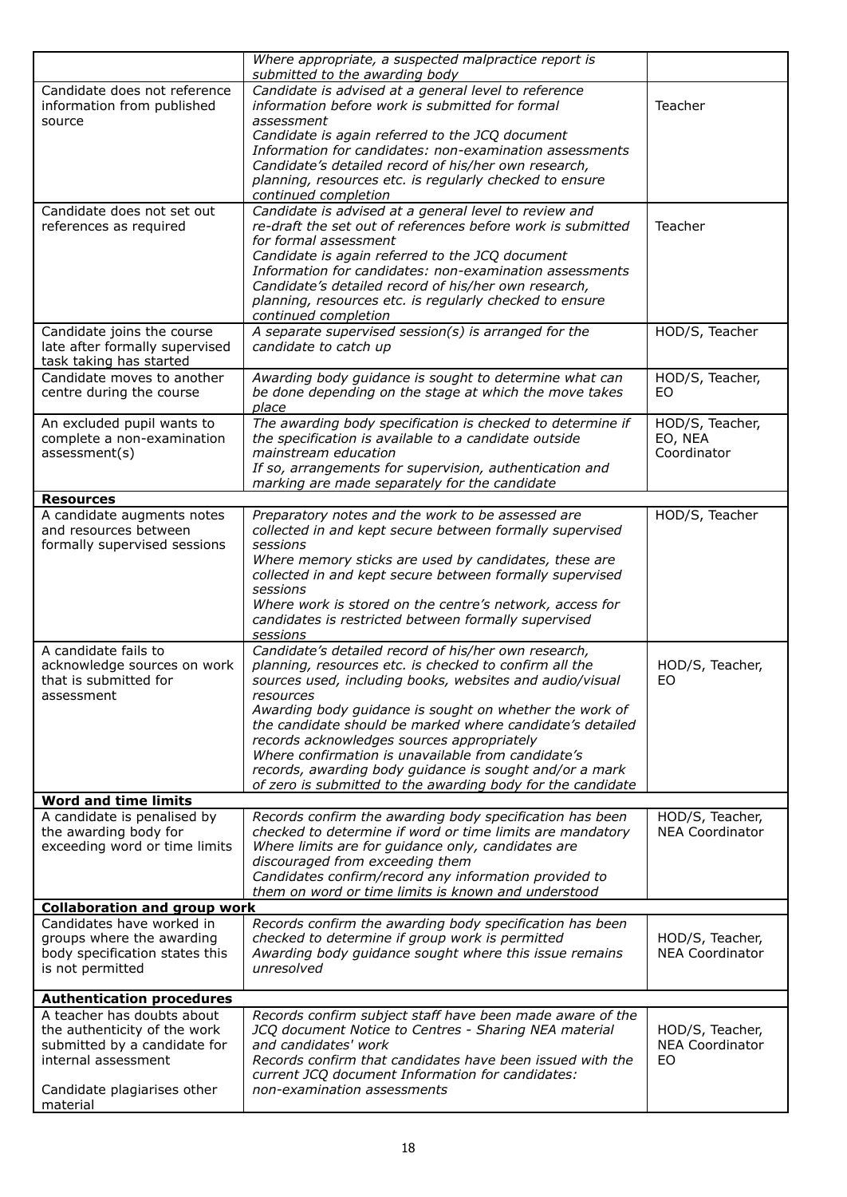| | | |
|---|---|---|
| | *Where appropriate, a suspected malpractice report is submitted to the awarding body* | |
| Candidate does not reference information from published source | *Candidate is advised at a general level to reference information before work is submitted for formal assessment*<br>*Candidate is again referred to the JCQ document Information for candidates: non-examination assessments*<br>*Candidate's detailed record of his/her own research, planning, resources etc. is regularly checked to ensure continued completion* | Teacher |
| Candidate does not set out references as required | *Candidate is advised at a general level to review and re-draft the set out of references before work is submitted for formal assessment*<br>*Candidate is again referred to the JCQ document Information for candidates: non-examination assessments*<br>*Candidate's detailed record of his/her own research, planning, resources etc. is regularly checked to ensure continued completion* | Teacher |
| Candidate joins the course late after formally supervised task taking has started | *A separate supervised session(s) is arranged for the candidate to catch up* | HOD/S, Teacher |
| Candidate moves to another centre during the course | *Awarding body guidance is sought to determine what can be done depending on the stage at which the move takes place* | HOD/S, Teacher, EO |
| An excluded pupil wants to complete a non-examination assessment(s) | *The awarding body specification is checked to determine if the specification is available to a candidate outside mainstream education*<br>*If so, arrangements for supervision, authentication and marking are made separately for the candidate* | HOD/S, Teacher, EO, NEA Coordinator |
| **Resources** | | |
| A candidate augments notes and resources between formally supervised sessions | *Preparatory notes and the work to be assessed are collected in and kept secure between formally supervised sessions*<br>*Where memory sticks are used by candidates, these are collected in and kept secure between formally supervised sessions*<br>*Where work is stored on the centre's network, access for candidates is restricted between formally supervised sessions* | HOD/S, Teacher |
| A candidate fails to acknowledge sources on work that is submitted for assessment | *Candidate's detailed record of his/her own research, planning, resources etc. is checked to confirm all the sources used, including books, websites and audio/visual resources*<br>*Awarding body guidance is sought on whether the work of the candidate should be marked where candidate's detailed records acknowledges sources appropriately*<br>*Where confirmation is unavailable from candidate's records, awarding body guidance is sought and/or a mark of zero is submitted to the awarding body for the candidate* | HOD/S, Teacher, EO |
| **Word and time limits** | | |
| A candidate is penalised by the awarding body for exceeding word or time limits | *Records confirm the awarding body specification has been checked to determine if word or time limits are mandatory*<br>*Where limits are for guidance only, candidates are discouraged from exceeding them*<br>*Candidates confirm/record any information provided to them on word or time limits is known and understood* | HOD/S, Teacher, NEA Coordinator |
| **Collaboration and group work** | | |
| Candidates have worked in groups where the awarding body specification states this is not permitted | *Records confirm the awarding body specification has been checked to determine if group work is permitted*<br>*Awarding body guidance sought where this issue remains unresolved* | HOD/S, Teacher, NEA Coordinator |
| **Authentication procedures** | | |
| A teacher has doubts about the authenticity of the work submitted by a candidate for internal assessment<br><br>Candidate plagiarises other material | *Records confirm subject staff have been made aware of the JCQ document Notice to Centres - Sharing NEA material and candidates' work*<br>*Records confirm that candidates have been issued with the current JCQ document Information for candidates: non-examination assessments* | HOD/S, Teacher, NEA Coordinator EO |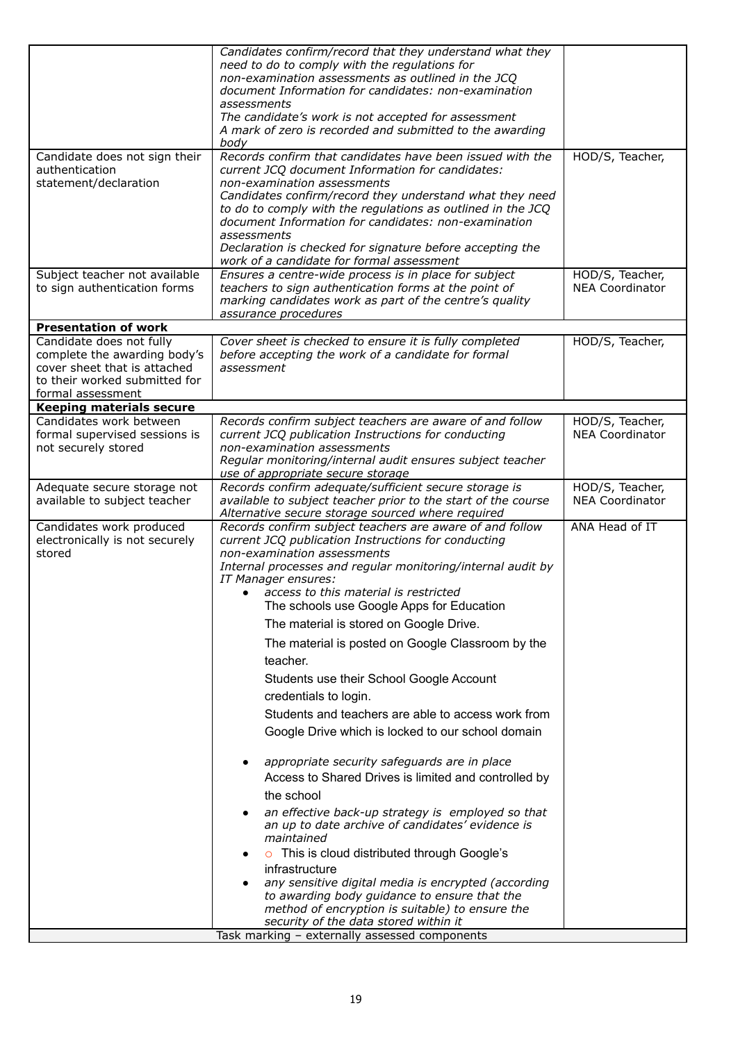| | | |
|---|---|---|
| | *Candidates confirm/record that they understand what they need to do to comply with the regulations for non-examination assessments as outlined in the JCQ document Information for candidates: non-examination assessments*<br>*The candidate's work is not accepted for assessment*<br>*A mark of zero is recorded and submitted to the awarding body* | |
| Candidate does not sign their authentication statement/declaration | *Records confirm that candidates have been issued with the current JCQ document Information for candidates: non-examination assessments*<br>*Candidates confirm/record they understand what they need to do to comply with the regulations as outlined in the JCQ document Information for candidates: non-examination assessments*<br>*Declaration is checked for signature before accepting the work of a candidate for formal assessment* | HOD/S, Teacher, |
| Subject teacher not available to sign authentication forms | *Ensures a centre-wide process is in place for subject teachers to sign authentication forms at the point of marking candidates work as part of the centre's quality assurance procedures* | HOD/S, Teacher, NEA Coordinator |
| **Presentation of work** | | |
| Candidate does not fully complete the awarding body's cover sheet that is attached to their worked submitted for formal assessment | *Cover sheet is checked to ensure it is fully completed before accepting the work of a candidate for formal assessment* | HOD/S, Teacher, |
| **Keeping materials secure** | | |
| Candidates work between formal supervised sessions is not securely stored | *Records confirm subject teachers are aware of and follow current JCQ publication Instructions for conducting non-examination assessments*<br>*Regular monitoring/internal audit ensures subject teacher use of appropriate secure storage* | HOD/S, Teacher, NEA Coordinator |
| Adequate secure storage not available to subject teacher | *Records confirm adequate/sufficient secure storage is available to subject teacher prior to the start of the course*<br>*Alternative secure storage sourced where required* | HOD/S, Teacher, NEA Coordinator |
| Candidates work produced electronically is not securely stored | *Records confirm subject teachers are aware of and follow current JCQ publication Instructions for conducting non-examination assessments*<br>*Internal processes and regular monitoring/internal audit by IT Manager ensures:*<br>• *access to this material is restricted*<br>The schools use Google Apps for Education<br>The material is stored on Google Drive.<br>The material is posted on Google Classroom by the teacher.<br>Students use their School Google Account credentials to login.<br>Students and teachers are able to access work from Google Drive which is locked to our school domain<br>• *appropriate security safeguards are in place*<br>Access to Shared Drives is limited and controlled by the school<br>• *an effective back-up strategy is employed so that an up to date archive of candidates' evidence is maintained*<br>• o This is cloud distributed through Google's infrastructure<br>• *any sensitive digital media is encrypted (according to awarding body guidance to ensure that the method of encryption is suitable) to ensure the security of the data stored within it* | ANA Head of IT |
| Task marking – externally assessed components | | |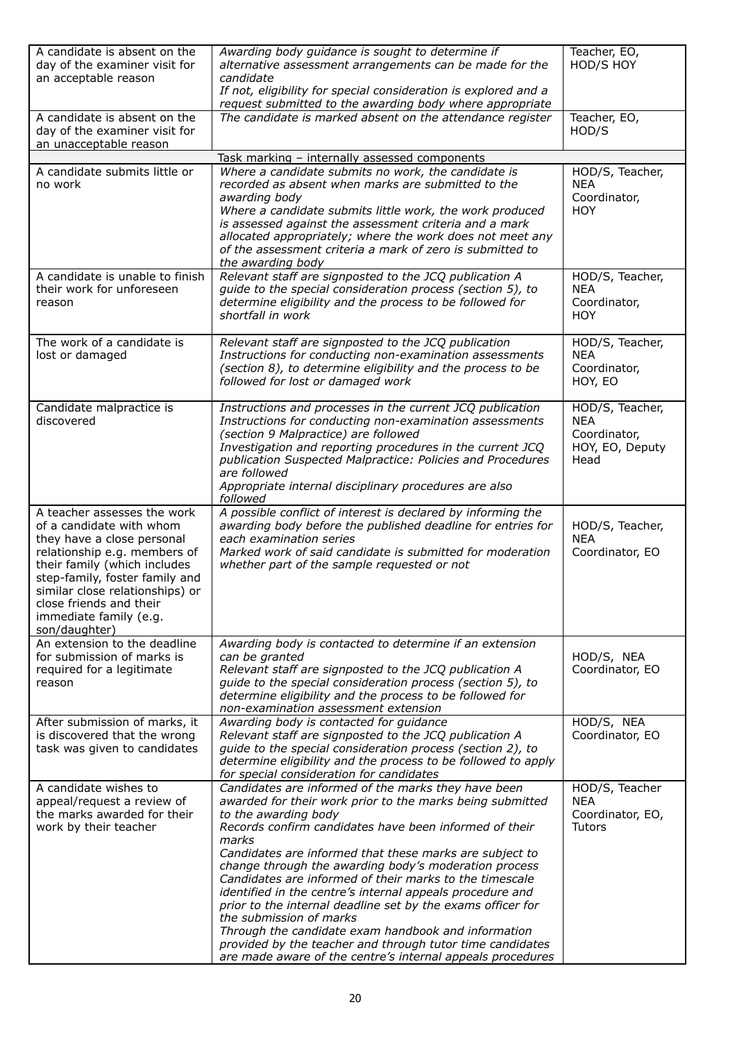| | | |
|---|---|---|
| A candidate is absent on the day of the examiner visit for an acceptable reason | *Awarding body guidance is sought to determine if alternative assessment arrangements can be made for the candidate*<br>*If not, eligibility for special consideration is explored and a request submitted to the awarding body where appropriate* | Teacher, EO, HOD/S HOY |
| A candidate is absent on the day of the examiner visit for an unacceptable reason | *The candidate is marked absent on the attendance register* | Teacher, EO, HOD/S |
| Task marking – internally assessed components | | |
| A candidate submits little or no work | *Where a candidate submits no work, the candidate is recorded as absent when marks are submitted to the awarding body*<br>*Where a candidate submits little work, the work produced is assessed against the assessment criteria and a mark allocated appropriately; where the work does not meet any of the assessment criteria a mark of zero is submitted to the awarding body* | HOD/S, Teacher, NEA Coordinator, HOY |
| A candidate is unable to finish their work for unforeseen reason | *Relevant staff are signposted to the JCQ publication A guide to the special consideration process (section 5), to determine eligibility and the process to be followed for shortfall in work* | HOD/S, Teacher, NEA Coordinator, HOY |
| The work of a candidate is lost or damaged | *Relevant staff are signposted to the JCQ publication Instructions for conducting non-examination assessments (section 8), to determine eligibility and the process to be followed for lost or damaged work* | HOD/S, Teacher, NEA Coordinator, HOY, EO |
| Candidate malpractice is discovered | *Instructions and processes in the current JCQ publication Instructions for conducting non-examination assessments (section 9 Malpractice) are followed*<br>*Investigation and reporting procedures in the current JCQ publication Suspected Malpractice: Policies and Procedures are followed*<br>*Appropriate internal disciplinary procedures are also followed* | HOD/S, Teacher, NEA Coordinator, HOY, EO, Deputy Head |
| A teacher assesses the work of a candidate with whom they have a close personal relationship e.g. members of their family (which includes step-family, foster family and similar close relationships) or close friends and their immediate family (e.g. son/daughter) | *A possible conflict of interest is declared by informing the awarding body before the published deadline for entries for each examination series*<br>*Marked work of said candidate is submitted for moderation whether part of the sample requested or not* | HOD/S, Teacher, NEA Coordinator, EO |
| An extension to the deadline for submission of marks is required for a legitimate reason | *Awarding body is contacted to determine if an extension can be granted*<br>*Relevant staff are signposted to the JCQ publication A guide to the special consideration process (section 5), to determine eligibility and the process to be followed for non-examination assessment extension* | HOD/S, NEA Coordinator, EO |
| After submission of marks, it is discovered that the wrong task was given to candidates | *Awarding body is contacted for guidance*<br>*Relevant staff are signposted to the JCQ publication A guide to the special consideration process (section 2), to determine eligibility and the process to be followed to apply for special consideration for candidates* | HOD/S, NEA Coordinator, EO |
| A candidate wishes to appeal/request a review of the marks awarded for their work by their teacher | *Candidates are informed of the marks they have been awarded for their work prior to the marks being submitted to the awarding body*<br>*Records confirm candidates have been informed of their marks*<br>*Candidates are informed that these marks are subject to change through the awarding body's moderation process*<br>*Candidates are informed of their marks to the timescale identified in the centre's internal appeals procedure and prior to the internal deadline set by the exams officer for the submission of marks*<br>*Through the candidate exam handbook and information provided by the teacher and through tutor time candidates are made aware of the centre's internal appeals procedures* | HOD/S, Teacher NEA Coordinator, EO, Tutors |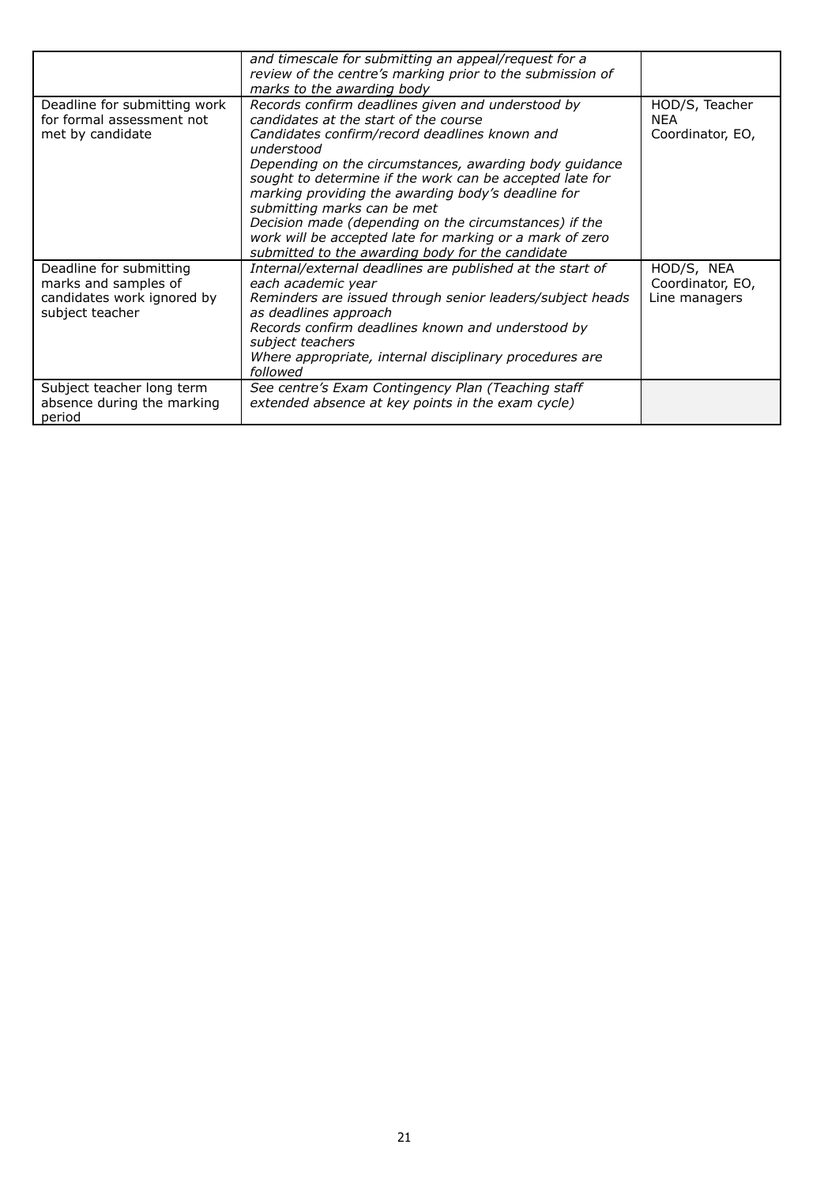| | | |
|---|---|---|
| | *and timescale for submitting an appeal/request for a review of the centre's marking prior to the submission of marks to the awarding body* | |
| Deadline for submitting work for formal assessment not met by candidate | *Records confirm deadlines given and understood by candidates at the start of the course*<br>*Candidates confirm/record deadlines known and understood*<br>*Depending on the circumstances, awarding body guidance sought to determine if the work can be accepted late for marking providing the awarding body's deadline for submitting marks can be met*<br>*Decision made (depending on the circumstances) if the work will be accepted late for marking or a mark of zero submitted to the awarding body for the candidate* | HOD/S, Teacher NEA Coordinator, EO, |
| Deadline for submitting marks and samples of candidates work ignored by subject teacher | *Internal/external deadlines are published at the start of each academic year*<br>*Reminders are issued through senior leaders/subject heads as deadlines approach*<br>*Records confirm deadlines known and understood by subject teachers*<br>*Where appropriate, internal disciplinary procedures are followed* | HOD/S, NEA Coordinator, EO, Line managers |
| Subject teacher long term absence during the marking period | *See centre's Exam Contingency Plan (Teaching staff extended absence at key points in the exam cycle)* | |